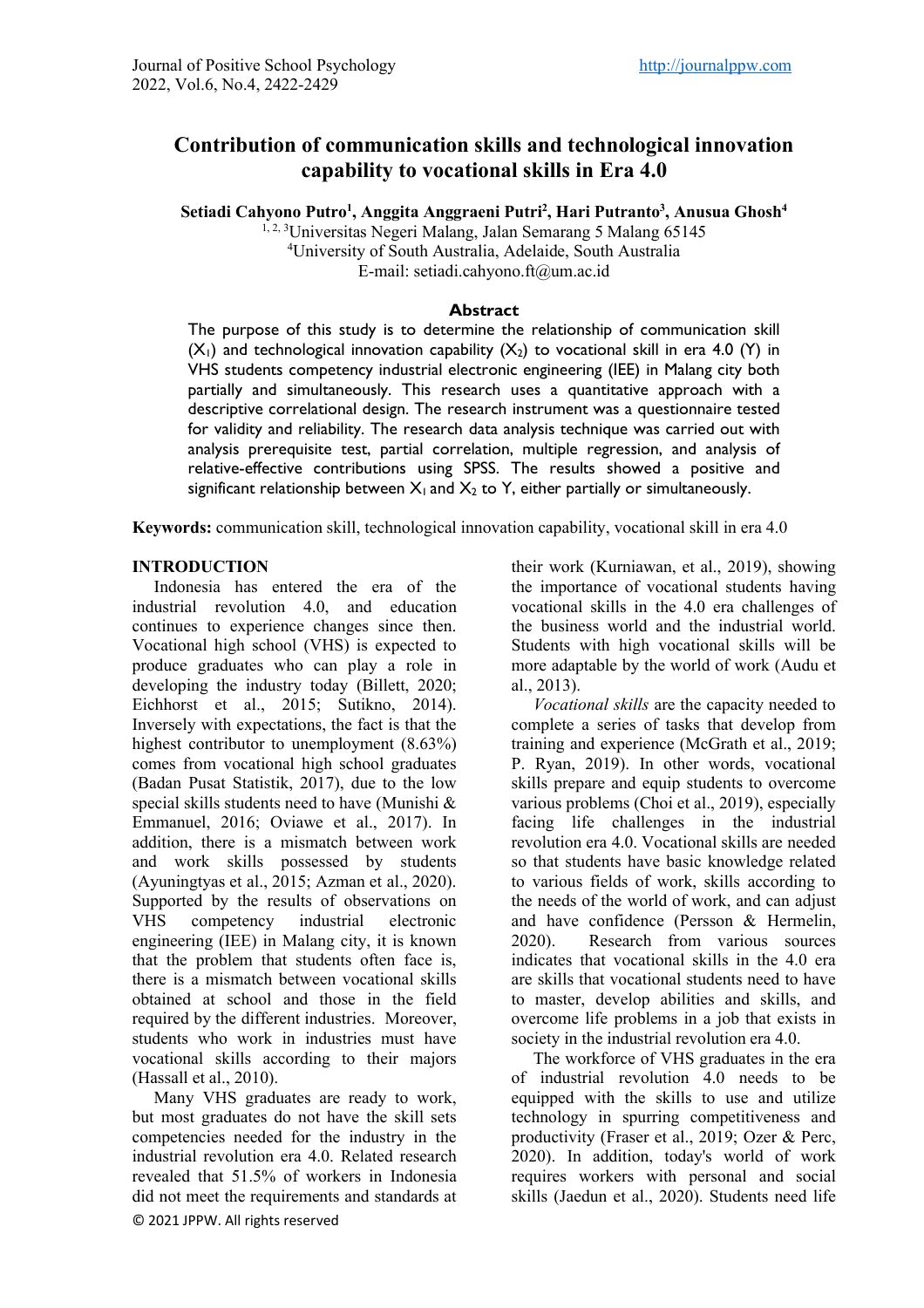# Contribution of communication skills and technological innovation capability to vocational skills in Era 4.0

**Setiadi Cahyono Putro[1], Anggita Anggraeni Putri[2], Hari Putranto[3], Anusua Ghosh[4]**

[1, 2, 3]Universitas Negeri Malang, Jalan Semarang 5 Malang 65145

[4]University of South Australia, Adelaide, South Australia

E-mail: setiadi.cahyono.ft@um.ac.id

## Abstract

The purpose of this study is to determine the relationship of communication skill ($X_1$) and technological innovation capability ($X_2$) to vocational skill in era 4.0 (Y) in VHS students competency industrial electronic engineering (IEE) in Malang city both partially and simultaneously. This research uses a quantitative approach with a descriptive correlational design. The research instrument was a questionnaire tested for validity and reliability. The research data analysis technique was carried out with analysis prerequisite test, partial correlation, multiple regression, and analysis of relative-effective contributions using SPSS. The results showed a positive and significant relationship between $X_1$ and $X_2$ to Y, either partially or simultaneously.

**Keywords:** communication skill, technological innovation capability, vocational skill in era 4.0

## INTRODUCTION

Indonesia has entered the era of the industrial revolution 4.0, and education continues to experience changes since then. Vocational high school (VHS) is expected to produce graduates who can play a role in developing the industry today (Billett, 2020; Eichhorst et al., 2015; Sutikno, 2014). Inversely with expectations, the fact is that the highest contributor to unemployment (8.63%) comes from vocational high school graduates (Badan Pusat Statistik, 2017), due to the low special skills students need to have (Munishi & Emmanuel, 2016; Oviawe et al., 2017). In addition, there is a mismatch between work and work skills possessed by students (Ayuningtyas et al., 2015; Azman et al., 2020). Supported by the results of observations on VHS competency industrial electronic engineering (IEE) in Malang city, it is known that the problem that students often face is, there is a mismatch between vocational skills obtained at school and those in the field required by the different industries. Moreover, students who work in industries must have vocational skills according to their majors (Hassall et al., 2010).

Many VHS graduates are ready to work, but most graduates do not have the skill sets competencies needed for the industry in the industrial revolution era 4.0. Related research revealed that 51.5% of workers in Indonesia did not meet the requirements and standards at their work (Kurniawan, et al., 2019), showing the importance of vocational students having vocational skills in the 4.0 era challenges of the business world and the industrial world. Students with high vocational skills will be more adaptable by the world of work (Audu et al., 2013).

*Vocational skills* are the capacity needed to complete a series of tasks that develop from training and experience (McGrath et al., 2019; P. Ryan, 2019). In other words, vocational skills prepare and equip students to overcome various problems (Choi et al., 2019), especially facing life challenges in the industrial revolution era 4.0. Vocational skills are needed so that students have basic knowledge related to various fields of work, skills according to the needs of the world of work, and can adjust and have confidence (Persson & Hermelin, 2020). Research from various sources indicates that vocational skills in the 4.0 era are skills that vocational students need to have to master, develop abilities and skills, and overcome life problems in a job that exists in society in the industrial revolution era 4.0.

The workforce of VHS graduates in the era of industrial revolution 4.0 needs to be equipped with the skills to use and utilize technology in spurring competitiveness and productivity (Fraser et al., 2019; Ozer & Perc, 2020). In addition, today's world of work requires workers with personal and social skills (Jaedun et al., 2020). Students need life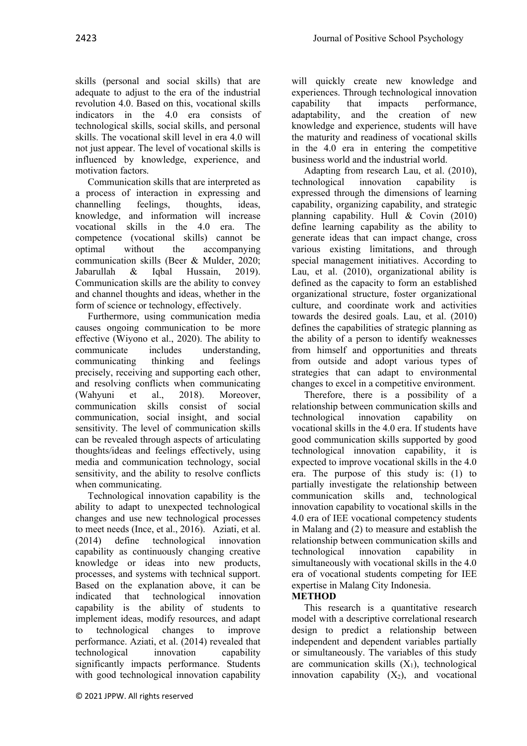skills (personal and social skills) that are adequate to adjust to the era of the industrial revolution 4.0. Based on this, vocational skills indicators in the 4.0 era consists of technological skills, social skills, and personal skills. The vocational skill level in era 4.0 will not just appear. The level of vocational skills is influenced by knowledge, experience, and motivation factors.

Communication skills that are interpreted as a process of interaction in expressing and channelling feelings, thoughts, ideas, knowledge, and information will increase vocational skills in the 4.0 era. The competence (vocational skills) cannot be optimal without the accompanying communication skills (Beer & Mulder, 2020; Jabarullah & Iqbal Hussain, 2019). Communication skills are the ability to convey and channel thoughts and ideas, whether in the form of science or technology, effectively.

Furthermore, using communication media causes ongoing communication to be more effective (Wiyono et al., 2020). The ability to communicate includes understanding, communicating thinking and feelings precisely, receiving and supporting each other, and resolving conflicts when communicating (Wahyuni et al., 2018). Moreover, communication skills consist of social communication, social insight, and social sensitivity. The level of communication skills can be revealed through aspects of articulating thoughts/ideas and feelings effectively, using media and communication technology, social sensitivity, and the ability to resolve conflicts when communicating.

Technological innovation capability is the ability to adapt to unexpected technological changes and use new technological processes to meet needs (Ince, et al., 2016). Aziati, et al. (2014) define technological innovation capability as continuously changing creative knowledge or ideas into new products, processes, and systems with technical support. Based on the explanation above, it can be indicated that technological innovation capability is the ability of students to implement ideas, modify resources, and adapt to technological changes to improve performance. Aziati, et al. (2014) revealed that technological innovation capability significantly impacts performance. Students with good technological innovation capability will quickly create new knowledge and experiences. Through technological innovation capability that impacts performance, adaptability, and the creation of new knowledge and experience, students will have the maturity and readiness of vocational skills in the 4.0 era in entering the competitive business world and the industrial world.

Adapting from research Lau, et al. (2010), technological innovation capability is expressed through the dimensions of learning capability, organizing capability, and strategic planning capability. Hull & Covin (2010) define learning capability as the ability to generate ideas that can impact change, cross various existing limitations, and through special management initiatives. According to Lau, et al. (2010), organizational ability is defined as the capacity to form an established organizational structure, foster organizational culture, and coordinate work and activities towards the desired goals. Lau, et al. (2010) defines the capabilities of strategic planning as the ability of a person to identify weaknesses from himself and opportunities and threats from outside and adopt various types of strategies that can adapt to environmental changes to excel in a competitive environment.

Therefore, there is a possibility of a relationship between communication skills and technological innovation capability on vocational skills in the 4.0 era. If students have good communication skills supported by good technological innovation capability, it is expected to improve vocational skills in the 4.0 era. The purpose of this study is: (1) to partially investigate the relationship between communication skills and, technological innovation capability to vocational skills in the 4.0 era of IEE vocational competency students in Malang and (2) to measure and establish the relationship between communication skills and technological innovation capability in simultaneously with vocational skills in the 4.0 era of vocational students competing for IEE expertise in Malang City Indonesia.

## METHOD

This research is a quantitative research model with a descriptive correlational research design to predict a relationship between independent and dependent variables partially or simultaneously. The variables of this study are communication skills ($X_1$), technological innovation capability ($X_2$), and vocational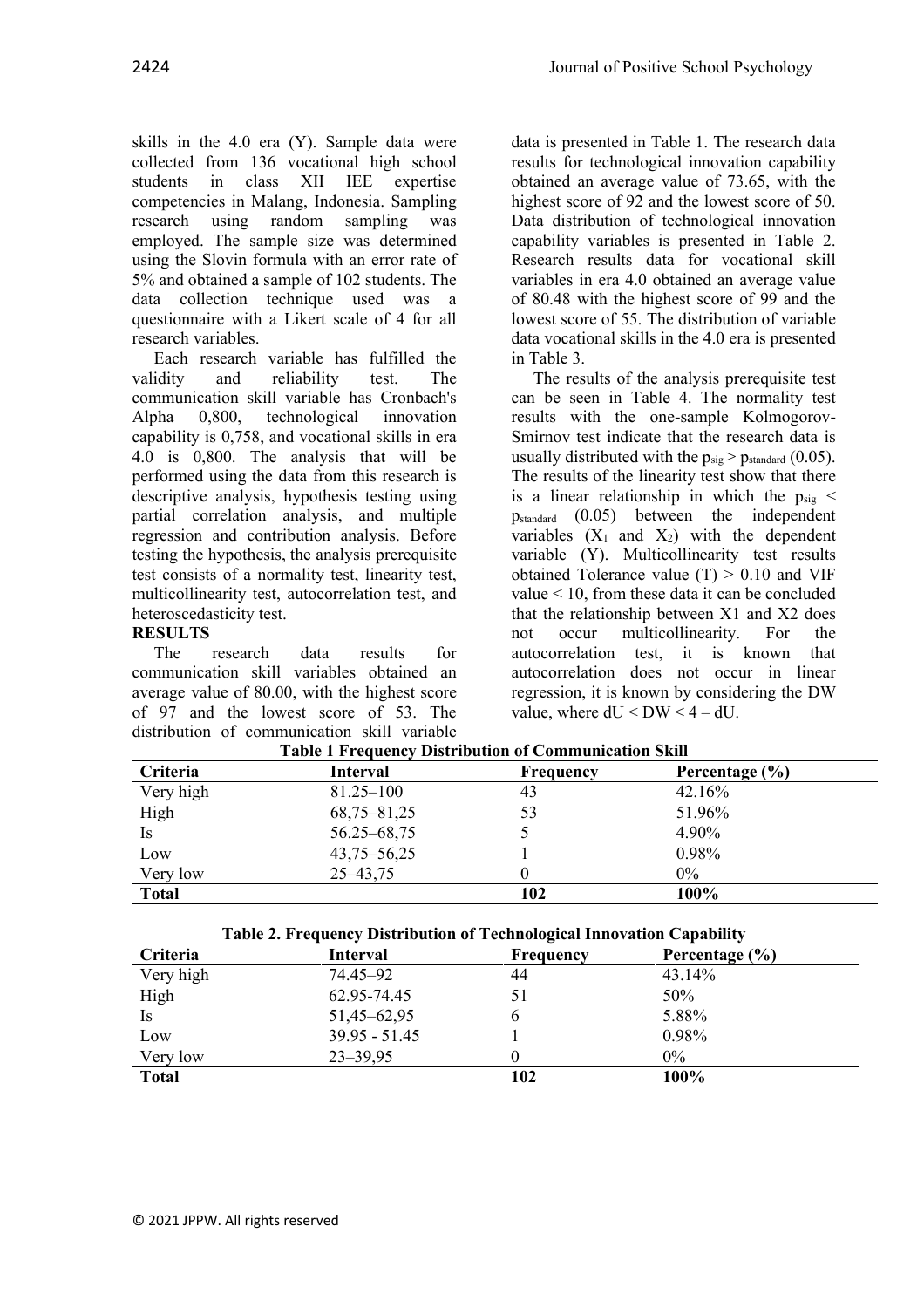skills in the 4.0 era (Y). Sample data were collected from 136 vocational high school students in class XII IEE expertise competencies in Malang, Indonesia. Sampling research using random sampling was employed. The sample size was determined using the Slovin formula with an error rate of 5% and obtained a sample of 102 students. The data collection technique used was a questionnaire with a Likert scale of 4 for all research variables.

Each research variable has fulfilled the validity and reliability test. The communication skill variable has Cronbach's Alpha 0,800, technological innovation capability is 0,758, and vocational skills in era 4.0 is 0,800. The analysis that will be performed using the data from this research is descriptive analysis, hypothesis testing using partial correlation analysis, and multiple regression and contribution analysis. Before testing the hypothesis, the analysis prerequisite test consists of a normality test, linearity test, multicollinearity test, autocorrelation test, and heteroscedasticity test.

**RESULTS**

The research data results for communication skill variables obtained an average value of 80.00, with the highest score of 97 and the lowest score of 53. The distribution of communication skill variable data is presented in Table 1. The research data results for technological innovation capability obtained an average value of 73.65, with the highest score of 92 and the lowest score of 50. Data distribution of technological innovation capability variables is presented in Table 2. Research results data for vocational skill variables in era 4.0 obtained an average value of 80.48 with the highest score of 99 and the lowest score of 55. The distribution of variable data vocational skills in the 4.0 era is presented in Table 3.

The results of the analysis prerequisite test can be seen in Table 4. The normality test results with the one-sample Kolmogorov-Smirnov test indicate that the research data is usually distributed with the $p_{sig} > p_{standard}$ (0.05). The results of the linearity test show that there is a linear relationship in which the $p_{sig} < p_{standard}$ (0.05) between the independent variables ($X_1$ and $X_2$) with the dependent variable (Y). Multicollinearity test results obtained Tolerance value (T) > 0.10 and VIF value < 10, from these data it can be concluded that the relationship between X1 and X2 does not occur multicollinearity. For the autocorrelation test, it is known that autocorrelation does not occur in linear regression, it is known by considering the DW value, where $dU < DW < 4 - dU$.

**Table 1 Frequency Distribution of Communication Skill**

| Criteria | Interval | Frequency | Percentage (%) |
|---|---|---|---|
| Very high | 81.25–100 | 43 | 42.16% |
| High | 68,75–81,25 | 53 | 51.96% |
| Is | 56.25–68,75 | 5 | 4.90% |
| Low | 43,75–56,25 | 1 | 0.98% |
| Very low | 25–43,75 | 0 | 0% |
| **Total** | | **102** | **100%** |

**Table 2. Frequency Distribution of Technological Innovation Capability**

| Criteria | Interval | Frequency | Percentage (%) |
|---|---|---|---|
| Very high | 74.45–92 | 44 | 43.14% |
| High | 62.95-74.45 | 51 | 50% |
| Is | 51,45–62,95 | 6 | 5.88% |
| Low | 39.95 - 51.45 | 1 | 0.98% |
| Very low | 23–39,95 | 0 | 0% |
| **Total** | | **102** | **100%** |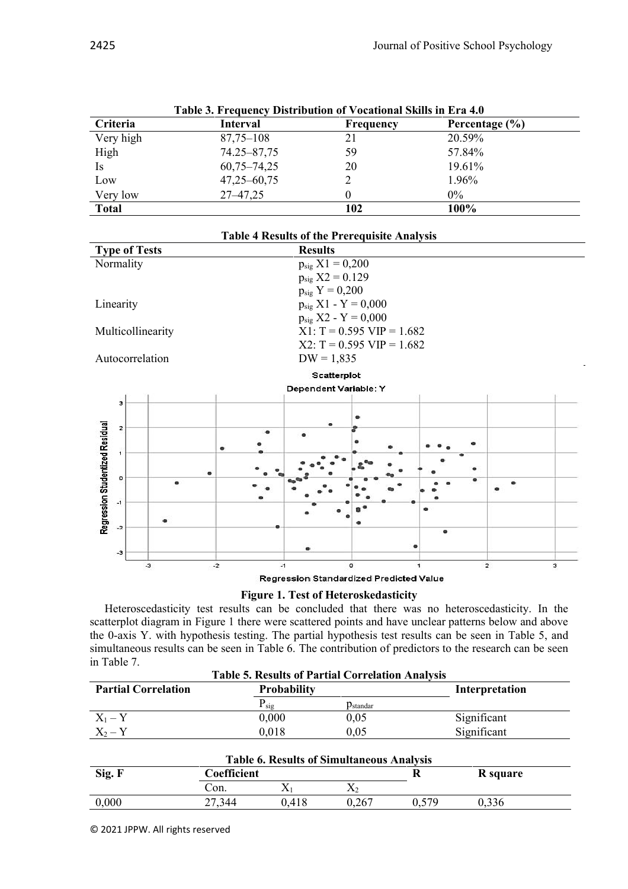**Table 3. Frequency Distribution of Vocational Skills in Era 4.0**

| Criteria | Interval | Frequency | Percentage (%) |
|---|---|---|---|
| Very high | 87,75–108 | 21 | 20.59% |
| High | 74.25–87,75 | 59 | 57.84% |
| Is | 60,75–74,25 | 20 | 19.61% |
| Low | 47,25–60,75 | 2 | 1.96% |
| Very low | 27–47,25 | 0 | 0% |
| **Total** | | **102** | **100%** |

**Table 4 Results of the Prerequisite Analysis**

| Type of Tests | Results |
|---|---|
| Normality | $p_{sig}$ X1 = 0,200<br>$p_{sig}$ X2 = 0.129<br>$p_{sig}$ Y = 0,200 |
| Linearity | $p_{sig}$ X1 - Y = 0,000<br>$p_{sig}$ X2 - Y = 0,000 |
| Multicollinearity | X1: T = 0.595 VIP = 1.682<br>X2: T = 0.595 VIP = 1.682 |
| Autocorrelation | DW = 1,835 |

**Figure 1. Test of Heteroskedasticity**

Heteroscedasticity test results can be concluded that there was no heteroscedasticity. In the scatterplot diagram in Figure 1 there were scattered points and have unclear patterns below and above the 0-axis Y. with hypothesis testing. The partial hypothesis test results can be seen in Table 5, and simultaneous results can be seen in Table 6. The contribution of predictors to the research can be seen in Table 7.

**Table 5. Results of Partial Correlation Analysis**

| Partial Correlation | Probability | | Interpretation |
|---|---|---|---|
| | $P_{sig}$ | $p_{standar}$ | |
| $X_1 - Y$ | 0,000 | 0,05 | Significant |
| $X_2 - Y$ | 0,018 | 0,05 | Significant |

**Table 6. Results of Simultaneous Analysis**

| Sig. F | Coefficient | | | R | R square |
|---|---|---|---|---|---|
| | Con. | $X_1$ | $X_2$ | | |
| 0,000 | 27,344 | 0,418 | 0,267 | 0,579 | 0,336 |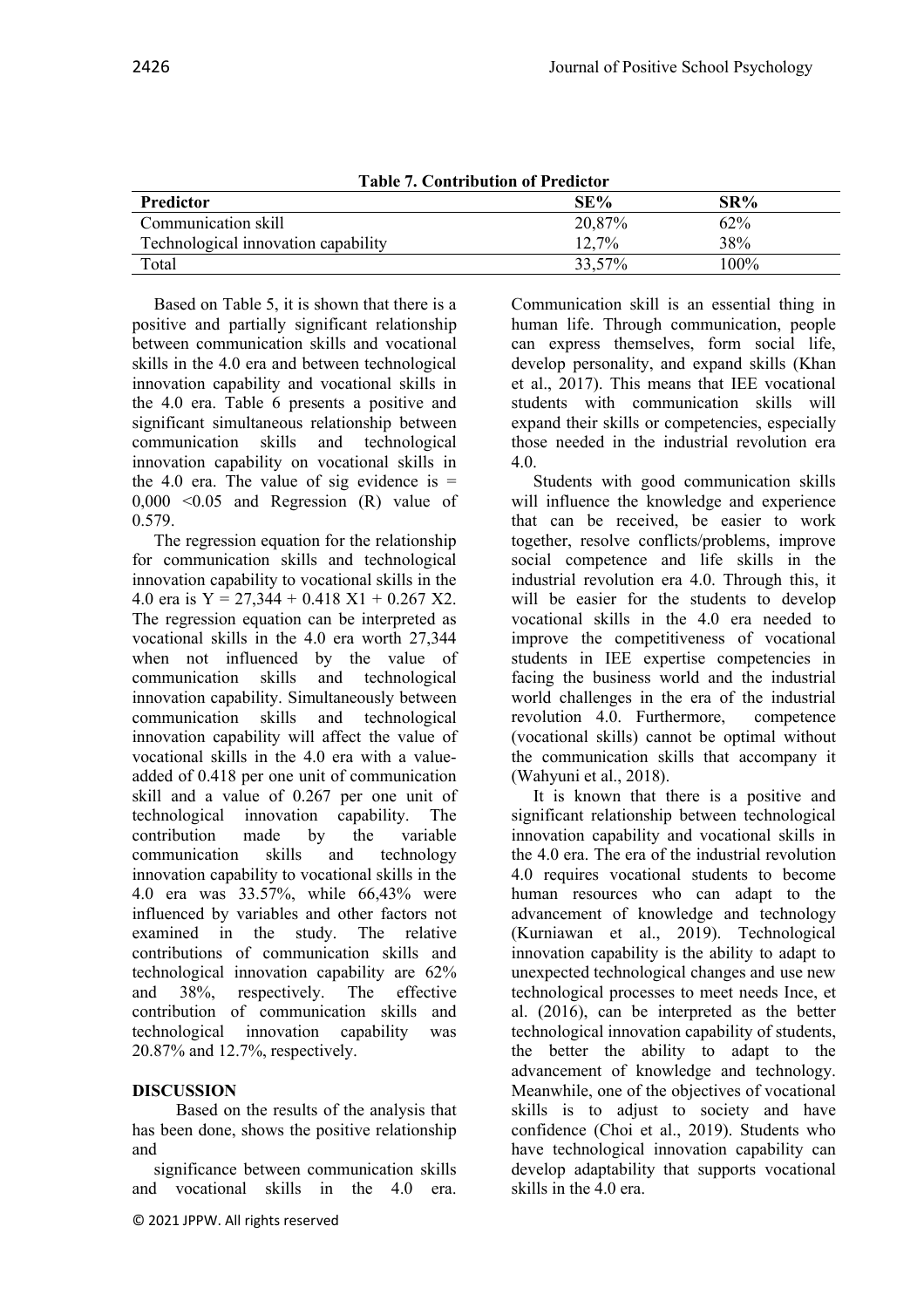**Table 7. Contribution of Predictor**

| Predictor | SE% | SR% |
|---|---|---|
| Communication skill | 20,87% | 62% |
| Technological innovation capability | 12,7% | 38% |
| Total | 33,57% | 100% |

Based on Table 5, it is shown that there is a positive and partially significant relationship between communication skills and vocational skills in the 4.0 era and between technological innovation capability and vocational skills in the 4.0 era. Table 6 presents a positive and significant simultaneous relationship between communication skills and technological innovation capability on vocational skills in the 4.0 era. The value of sig evidence is = 0,000 <0.05 and Regression (R) value of 0.579.

The regression equation for the relationship for communication skills and technological innovation capability to vocational skills in the 4.0 era is $Y = 27{,}344 + 0.418\ X1 + 0.267\ X2$. The regression equation can be interpreted as vocational skills in the 4.0 era worth 27,344 when not influenced by the value of communication skills and technological innovation capability. Simultaneously between communication skills and technological innovation capability will affect the value of vocational skills in the 4.0 era with a value-added of 0.418 per one unit of communication skill and a value of 0.267 per one unit of technological innovation capability. The contribution made by the variable communication skills and technology innovation capability to vocational skills in the 4.0 era was 33.57%, while 66,43% were influenced by variables and other factors not examined in the study. The relative contributions of communication skills and technological innovation capability are 62% and 38%, respectively. The effective contribution of communication skills and technological innovation capability was 20.87% and 12.7%, respectively.

## DISCUSSION

Based on the results of the analysis that has been done, shows the positive relationship and

significance between communication skills and vocational skills in the 4.0 era. Communication skill is an essential thing in human life. Through communication, people can express themselves, form social life, develop personality, and expand skills (Khan et al., 2017). This means that IEE vocational students with communication skills will expand their skills or competencies, especially those needed in the industrial revolution era 4.0.

Students with good communication skills will influence the knowledge and experience that can be received, be easier to work together, resolve conflicts/problems, improve social competence and life skills in the industrial revolution era 4.0. Through this, it will be easier for the students to develop vocational skills in the 4.0 era needed to improve the competitiveness of vocational students in IEE expertise competencies in facing the business world and the industrial world challenges in the era of the industrial revolution 4.0. Furthermore, competence (vocational skills) cannot be optimal without the communication skills that accompany it (Wahyuni et al., 2018).

It is known that there is a positive and significant relationship between technological innovation capability and vocational skills in the 4.0 era. The era of the industrial revolution 4.0 requires vocational students to become human resources who can adapt to the advancement of knowledge and technology (Kurniawan et al., 2019). Technological innovation capability is the ability to adapt to unexpected technological changes and use new technological processes to meet needs Ince, et al. (2016), can be interpreted as the better technological innovation capability of students, the better the ability to adapt to the advancement of knowledge and technology. Meanwhile, one of the objectives of vocational skills is to adjust to society and have confidence (Choi et al., 2019). Students who have technological innovation capability can develop adaptability that supports vocational skills in the 4.0 era.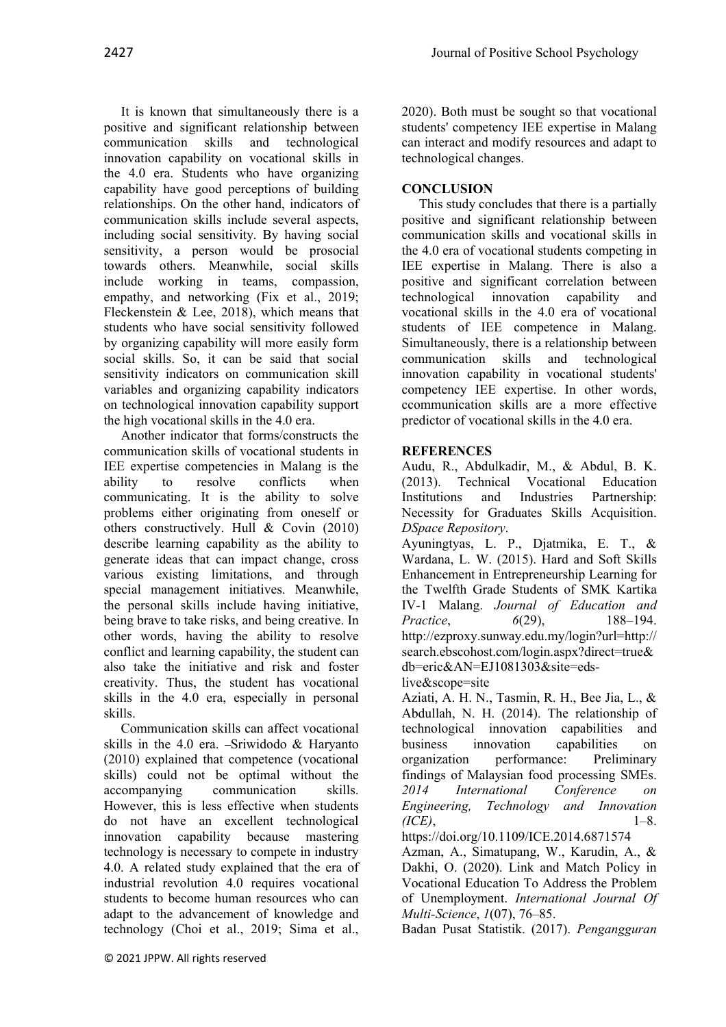It is known that simultaneously there is a positive and significant relationship between communication skills and technological innovation capability on vocational skills in the 4.0 era. Students who have organizing capability have good perceptions of building relationships. On the other hand, indicators of communication skills include several aspects, including social sensitivity. By having social sensitivity, a person would be prosocial towards others. Meanwhile, social skills include working in teams, compassion, empathy, and networking (Fix et al., 2019; Fleckenstein & Lee, 2018), which means that students who have social sensitivity followed by organizing capability will more easily form social skills. So, it can be said that social sensitivity indicators on communication skill variables and organizing capability indicators on technological innovation capability support the high vocational skills in the 4.0 era.

Another indicator that forms/constructs the communication skills of vocational students in IEE expertise competencies in Malang is the ability to resolve conflicts when communicating. It is the ability to solve problems either originating from oneself or others constructively. Hull & Covin (2010) describe learning capability as the ability to generate ideas that can impact change, cross various existing limitations, and through special management initiatives. Meanwhile, the personal skills include having initiative, being brave to take risks, and being creative. In other words, having the ability to resolve conflict and learning capability, the student can also take the initiative and risk and foster creativity. Thus, the student has vocational skills in the 4.0 era, especially in personal skills.

Communication skills can affect vocational skills in the 4.0 era. –Sriwidodo & Haryanto (2010) explained that competence (vocational skills) could not be optimal without the accompanying communication skills. However, this is less effective when students do not have an excellent technological innovation capability because mastering technology is necessary to compete in industry 4.0. A related study explained that the era of industrial revolution 4.0 requires vocational students to become human resources who can adapt to the advancement of knowledge and technology (Choi et al., 2019; Sima et al., 2020). Both must be sought so that vocational students' competency IEE expertise in Malang can interact and modify resources and adapt to technological changes.

## CONCLUSION

This study concludes that there is a partially positive and significant relationship between communication skills and vocational skills in the 4.0 era of vocational students competing in IEE expertise in Malang. There is also a positive and significant correlation between technological innovation capability and vocational skills in the 4.0 era of vocational students of IEE competence in Malang. Simultaneously, there is a relationship between communication skills and technological innovation capability in vocational students' competency IEE expertise. In other words, ccommunication skills are a more effective predictor of vocational skills in the 4.0 era.

## REFERENCES

Audu, R., Abdulkadir, M., & Abdul, B. K. (2013). Technical Vocational Education Institutions and Industries Partnership: Necessity for Graduates Skills Acquisition. *DSpace Repository*.

Ayuningtyas, L. P., Djatmika, E. T., & Wardana, L. W. (2015). Hard and Soft Skills Enhancement in Entrepreneurship Learning for the Twelfth Grade Students of SMK Kartika IV-1 Malang. *Journal of Education and Practice*, *6*(29), 188–194. http://ezproxy.sunway.edu.my/login?url=http://search.ebscohost.com/login.aspx?direct=true&db=eric&AN=EJ1081303&site=eds-live&scope=site

Aziati, A. H. N., Tasmin, R. H., Bee Jia, L., & Abdullah, N. H. (2014). The relationship of technological innovation capabilities and business innovation capabilities on organization performance: Preliminary findings of Malaysian food processing SMEs. *2014 International Conference on Engineering, Technology and Innovation (ICE)*, 1–8. https://doi.org/10.1109/ICE.2014.6871574

Azman, A., Simatupang, W., Karudin, A., & Dakhi, O. (2020). Link and Match Policy in Vocational Education To Address the Problem of Unemployment. *International Journal Of Multi-Science*, *1*(07), 76–85.

Badan Pusat Statistik. (2017). *Pengangguran*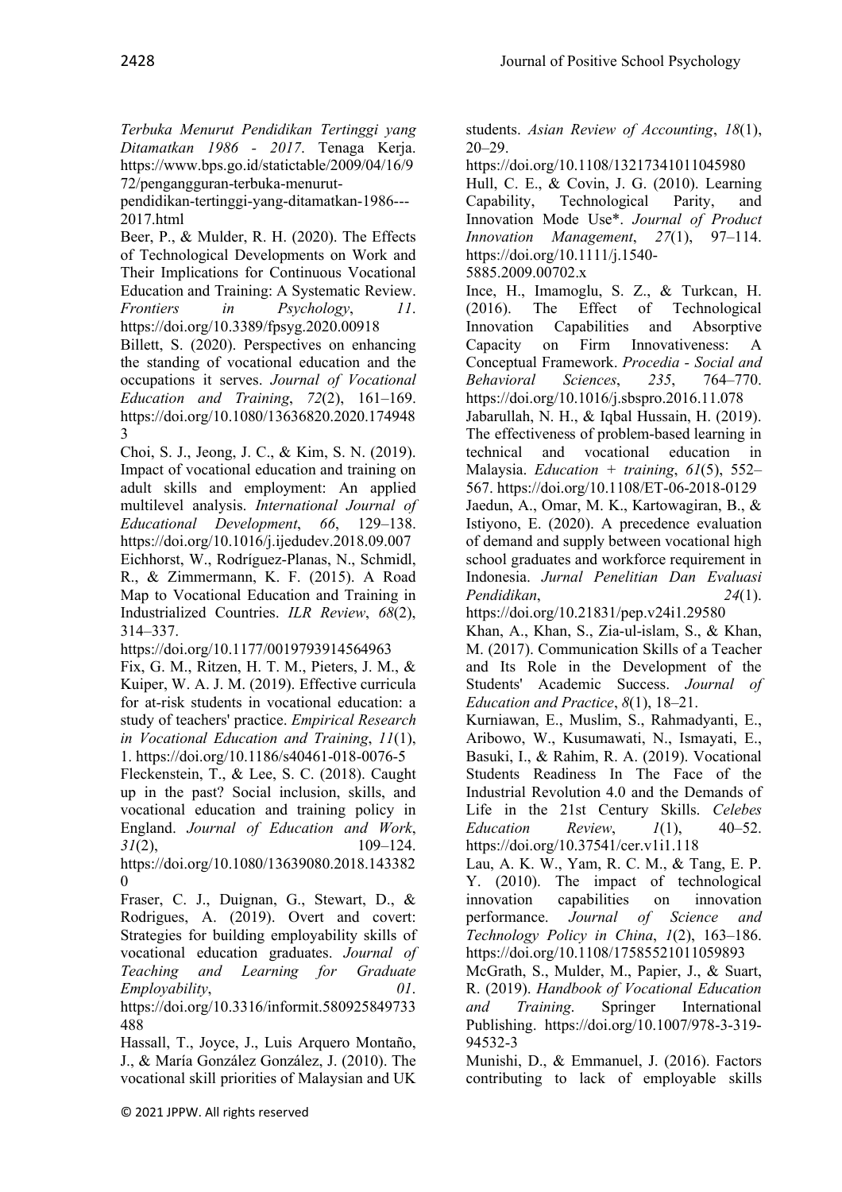*Terbuka Menurut Pendidikan Tertinggi yang Ditamatkan 1986 - 2017*. Tenaga Kerja. https://www.bps.go.id/statictable/2009/04/16/972/pengangguran-terbuka-menurut-pendidikan-tertinggi-yang-ditamatkan-1986---2017.html

Beer, P., & Mulder, R. H. (2020). The Effects of Technological Developments on Work and Their Implications for Continuous Vocational Education and Training: A Systematic Review. *Frontiers in Psychology*, *11*. https://doi.org/10.3389/fpsyg.2020.00918

Billett, S. (2020). Perspectives on enhancing the standing of vocational education and the occupations it serves. *Journal of Vocational Education and Training*, *72*(2), 161–169. https://doi.org/10.1080/13636820.2020.1749483

Choi, S. J., Jeong, J. C., & Kim, S. N. (2019). Impact of vocational education and training on adult skills and employment: An applied multilevel analysis. *International Journal of Educational Development*, *66*, 129–138. https://doi.org/10.1016/j.ijedudev.2018.09.007

Eichhorst, W., Rodríguez-Planas, N., Schmidl, R., & Zimmermann, K. F. (2015). A Road Map to Vocational Education and Training in Industrialized Countries. *ILR Review*, *68*(2), 314–337. https://doi.org/10.1177/0019793914564963

Fix, G. M., Ritzen, H. T. M., Pieters, J. M., & Kuiper, W. A. J. M. (2019). Effective curricula for at-risk students in vocational education: a study of teachers' practice. *Empirical Research in Vocational Education and Training*, *11*(1), 1. https://doi.org/10.1186/s40461-018-0076-5

Fleckenstein, T., & Lee, S. C. (2018). Caught up in the past? Social inclusion, skills, and vocational education and training policy in England. *Journal of Education and Work*, *31*(2), 109–124. https://doi.org/10.1080/13639080.2018.1433820

Fraser, C. J., Duignan, G., Stewart, D., & Rodrigues, A. (2019). Overt and covert: Strategies for building employability skills of vocational education graduates. *Journal of Teaching and Learning for Graduate Employability*, *01*. https://doi.org/10.3316/informit.580925849733488

Hassall, T., Joyce, J., Luis Arquero Montaño, J., & María González González, J. (2010). The vocational skill priorities of Malaysian and UK students. *Asian Review of Accounting*, *18*(1), 20–29. https://doi.org/10.1108/13217341011045980

Hull, C. E., & Covin, J. G. (2010). Learning Capability, Technological Parity, and Innovation Mode Use*. *Journal of Product Innovation Management*, *27*(1), 97–114. https://doi.org/10.1111/j.1540-5885.2009.00702.x

Ince, H., Imamoglu, S. Z., & Turkcan, H. (2016). The Effect of Technological Innovation Capabilities and Absorptive Capacity on Firm Innovativeness: A Conceptual Framework. *Procedia - Social and Behavioral Sciences*, *235*, 764–770. https://doi.org/10.1016/j.sbspro.2016.11.078

Jabarullah, N. H., & Iqbal Hussain, H. (2019). The effectiveness of problem-based learning in technical and vocational education in Malaysia. *Education + training*, *61*(5), 552–567. https://doi.org/10.1108/ET-06-2018-0129

Jaedun, A., Omar, M. K., Kartowagiran, B., & Istiyono, E. (2020). A precedence evaluation of demand and supply between vocational high school graduates and workforce requirement in Indonesia. *Jurnal Penelitian Dan Evaluasi Pendidikan*, *24*(1). https://doi.org/10.21831/pep.v24i1.29580

Khan, A., Khan, S., Zia-ul-islam, S., & Khan, M. (2017). Communication Skills of a Teacher and Its Role in the Development of the Students' Academic Success. *Journal of Education and Practice*, *8*(1), 18–21.

Kurniawan, E., Muslim, S., Rahmadyanti, E., Aribowo, W., Kusumawati, N., Ismayati, E., Basuki, I., & Rahim, R. A. (2019). Vocational Students Readiness In The Face of the Industrial Revolution 4.0 and the Demands of Life in the 21st Century Skills. *Celebes Education Review*, *1*(1), 40–52. https://doi.org/10.37541/cer.v1i1.118

Lau, A. K. W., Yam, R. C. M., & Tang, E. P. Y. (2010). The impact of technological innovation capabilities on innovation performance. *Journal of Science and Technology Policy in China*, *1*(2), 163–186. https://doi.org/10.1108/17585521011059893

McGrath, S., Mulder, M., Papier, J., & Suart, R. (2019). *Handbook of Vocational Education and Training*. Springer International Publishing. https://doi.org/10.1007/978-3-319-94532-3

Munishi, D., & Emmanuel, J. (2016). Factors contributing to lack of employable skills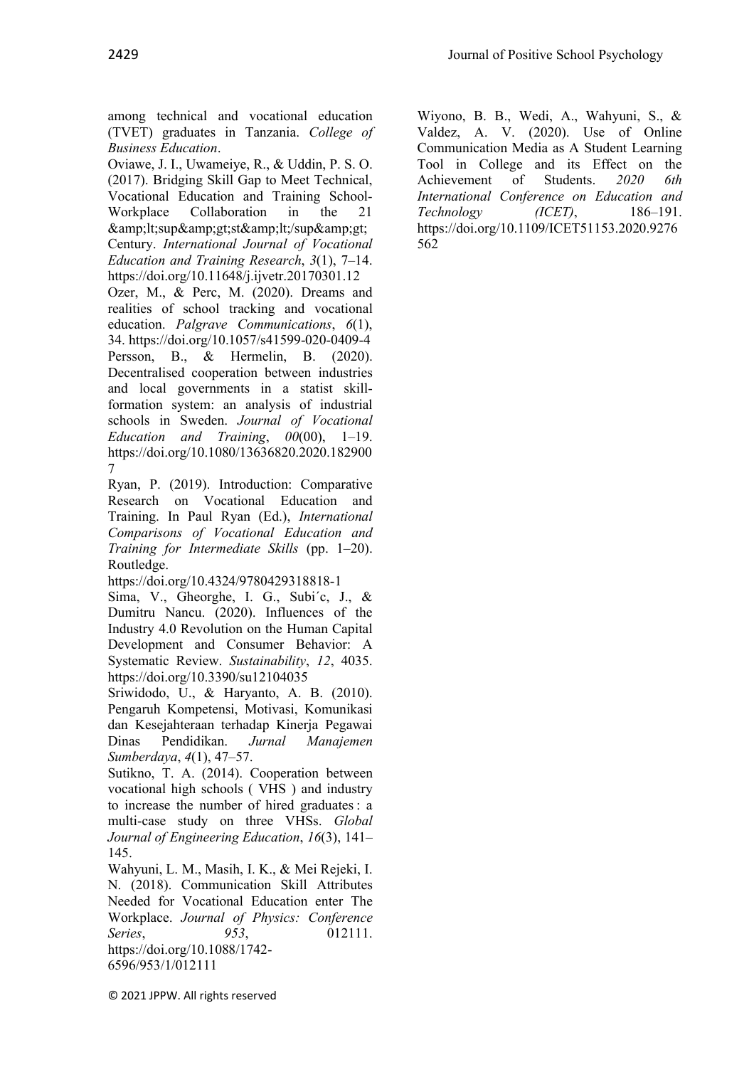among technical and vocational education (TVET) graduates in Tanzania. *College of Business Education*.

Oviawe, J. I., Uwameiye, R., & Uddin, P. S. O. (2017). Bridging Skill Gap to Meet Technical, Vocational Education and Training School-Workplace Collaboration in the 21 &amp;lt;sup&amp;gt;st&amp;lt;/sup&amp;gt; Century. *International Journal of Vocational Education and Training Research*, *3*(1), 7–14. https://doi.org/10.11648/j.ijvetr.20170301.12

Ozer, M., & Perc, M. (2020). Dreams and realities of school tracking and vocational education. *Palgrave Communications*, *6*(1), 34. https://doi.org/10.1057/s41599-020-0409-4

Persson, B., & Hermelin, B. (2020). Decentralised cooperation between industries and local governments in a statist skill-formation system: an analysis of industrial schools in Sweden. *Journal of Vocational Education and Training*, *00*(00), 1–19. https://doi.org/10.1080/13636820.2020.1829007

Ryan, P. (2019). Introduction: Comparative Research on Vocational Education and Training. In Paul Ryan (Ed.), *International Comparisons of Vocational Education and Training for Intermediate Skills* (pp. 1–20). Routledge. https://doi.org/10.4324/9780429318818-1

Sima, V., Gheorghe, I. G., Subi´c, J., & Dumitru Nancu. (2020). Influences of the Industry 4.0 Revolution on the Human Capital Development and Consumer Behavior: A Systematic Review. *Sustainability*, *12*, 4035. https://doi.org/10.3390/su12104035

Sriwidodo, U., & Haryanto, A. B. (2010). Pengaruh Kompetensi, Motivasi, Komunikasi dan Kesejahteraan terhadap Kinerja Pegawai Dinas Pendidikan. *Jurnal Manajemen Sumberdaya*, *4*(1), 47–57.

Sutikno, T. A. (2014). Cooperation between vocational high schools ( VHS ) and industry to increase the number of hired graduates : a multi-case study on three VHSs. *Global Journal of Engineering Education*, *16*(3), 141–145.

Wahyuni, L. M., Masih, I. K., & Mei Rejeki, I. N. (2018). Communication Skill Attributes Needed for Vocational Education enter The Workplace. *Journal of Physics: Conference Series*, *953*, 012111. https://doi.org/10.1088/1742-6596/953/1/012111

Wiyono, B. B., Wedi, A., Wahyuni, S., & Valdez, A. V. (2020). Use of Online Communication Media as A Student Learning Tool in College and its Effect on the Achievement of Students. *2020 6th International Conference on Education and Technology (ICET)*, 186–191. https://doi.org/10.1109/ICET51153.2020.9276562

© 2021 JPPW. All rights reserved